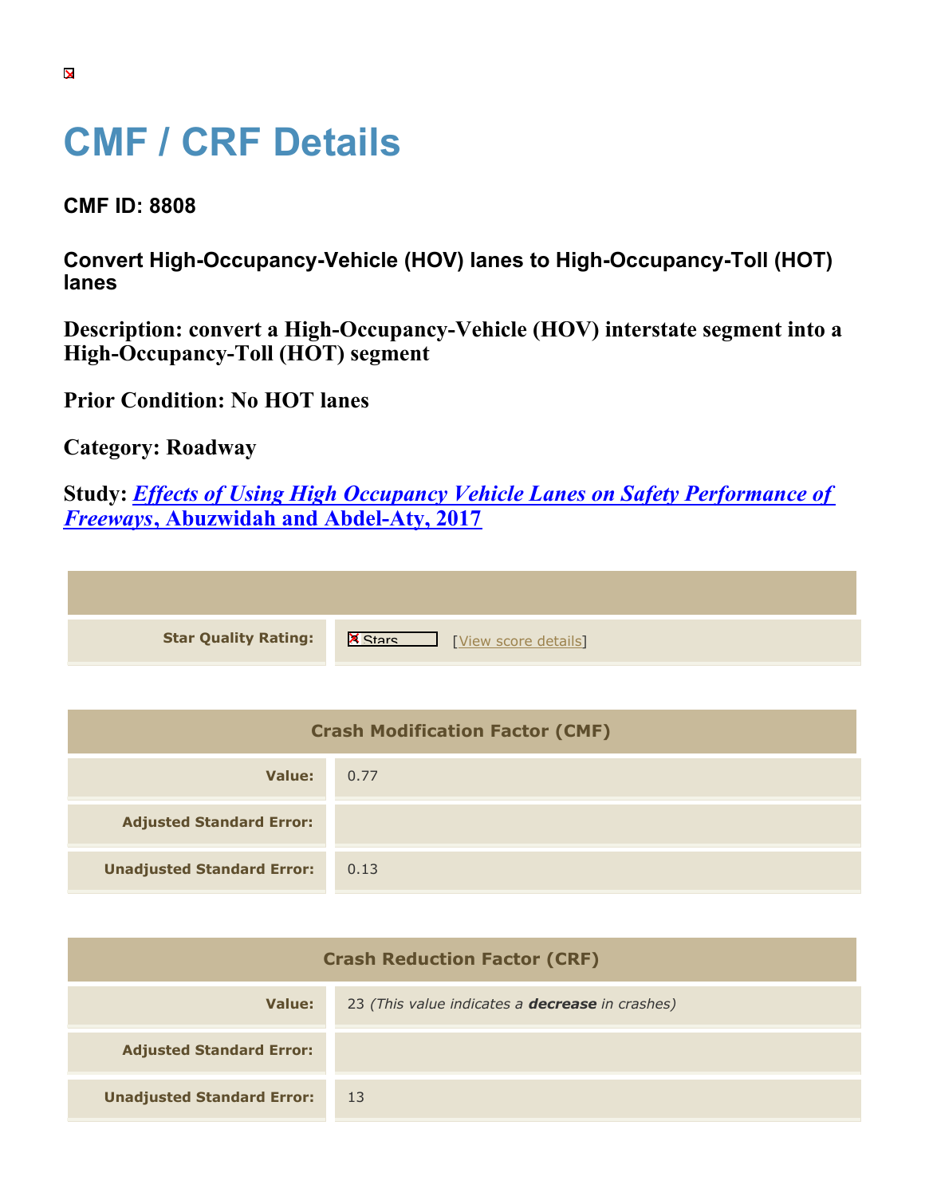# CMF / CRF Details

## CMF ID: 8808

### Convert High-Occupancy-Vehicle (HOV) lanes to High-Occupancy-Toll (HOT) lanes

**Description: convert a High-Occupancy-Vehicle (HOV) interstate segment into a High-Occupancy-Toll (HOT) segment**

**Prior Condition: No HOT lanes**

**Category: Roadway**

**Study: *Effects of Using High Occupancy Vehicle Lanes on Safety Performance of Freeways*, Abuzwidah and Abdel-Aty, 2017**

| | |
|---|---|
| **Star Quality Rating:** | Stars [View score details] |

| Crash Modification Factor (CMF) | |
|---|---|
| **Value:** | 0.77 |
| **Adjusted Standard Error:** | |
| **Unadjusted Standard Error:** | 0.13 |

| Crash Reduction Factor (CRF) | |
|---|---|
| **Value:** | 23 *(This value indicates a **decrease** in crashes)* |
| **Adjusted Standard Error:** | |
| **Unadjusted Standard Error:** | 13 |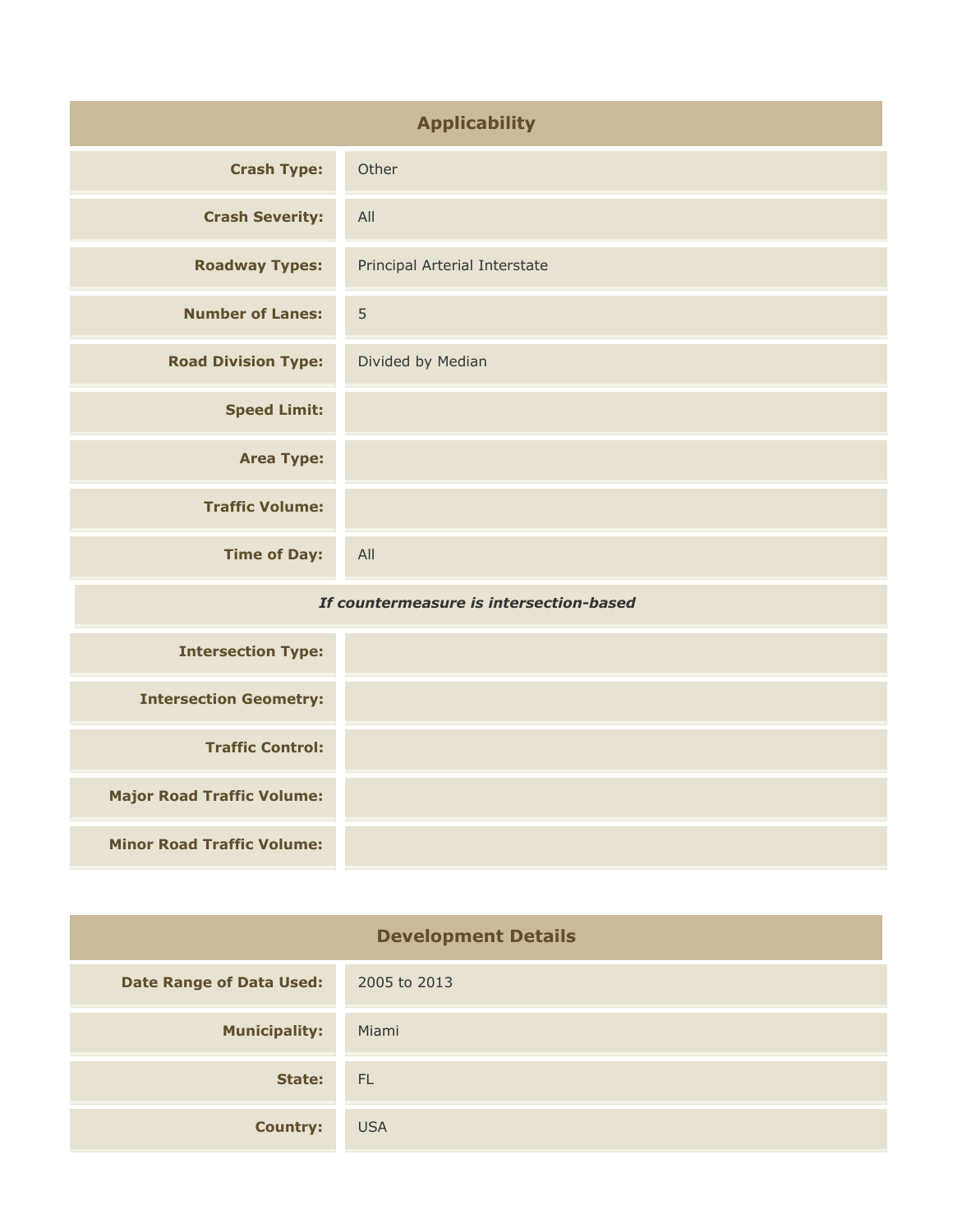## Applicability

| | |
|---|---|
| **Crash Type:** | Other |
| **Crash Severity:** | All |
| **Roadway Types:** | Principal Arterial Interstate |
| **Number of Lanes:** | 5 |
| **Road Division Type:** | Divided by Median |
| **Speed Limit:** | |
| **Area Type:** | |
| **Traffic Volume:** | |
| **Time of Day:** | All |
| ***If countermeasure is intersection-based*** | |
| **Intersection Type:** | |
| **Intersection Geometry:** | |
| **Traffic Control:** | |
| **Major Road Traffic Volume:** | |
| **Minor Road Traffic Volume:** | |

## Development Details

| | |
|---|---|
| **Date Range of Data Used:** | 2005 to 2013 |
| **Municipality:** | Miami |
| **State:** | FL |
| **Country:** | USA |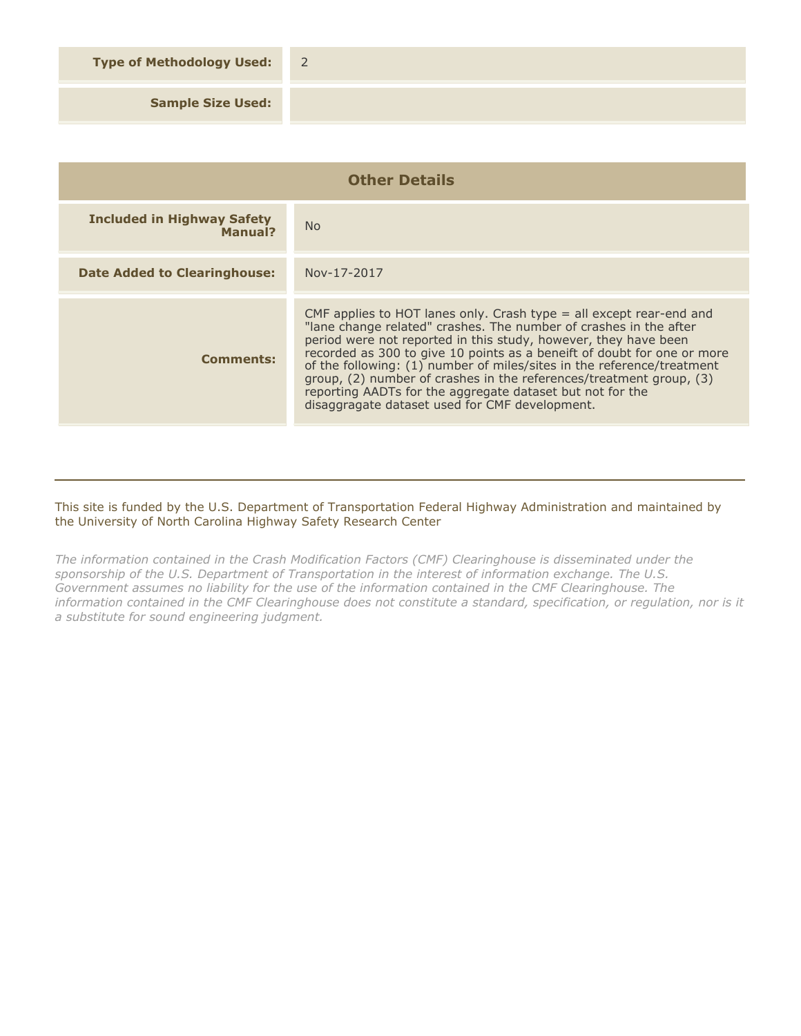| | |
|---|---|
| **Type of Methodology Used:** | 2 |
| **Sample Size Used:** | |

## Other Details

| | |
|---|---|
| **Included in Highway Safety Manual?** | No |
| **Date Added to Clearinghouse:** | Nov-17-2017 |
| **Comments:** | CMF applies to HOT lanes only. Crash type = all except rear-end and "lane change related" crashes. The number of crashes in the after period were not reported in this study, however, they have been recorded as 300 to give 10 points as a beneift of doubt for one or more of the following: (1) number of miles/sites in the reference/treatment group, (2) number of crashes in the references/treatment group, (3) reporting AADTs for the aggregate dataset but not for the disaggragate dataset used for CMF development. |

---

This site is funded by the U.S. Department of Transportation Federal Highway Administration and maintained by the University of North Carolina Highway Safety Research Center

*The information contained in the Crash Modification Factors (CMF) Clearinghouse is disseminated under the sponsorship of the U.S. Department of Transportation in the interest of information exchange. The U.S. Government assumes no liability for the use of the information contained in the CMF Clearinghouse. The information contained in the CMF Clearinghouse does not constitute a standard, specification, or regulation, nor is it a substitute for sound engineering judgment.*